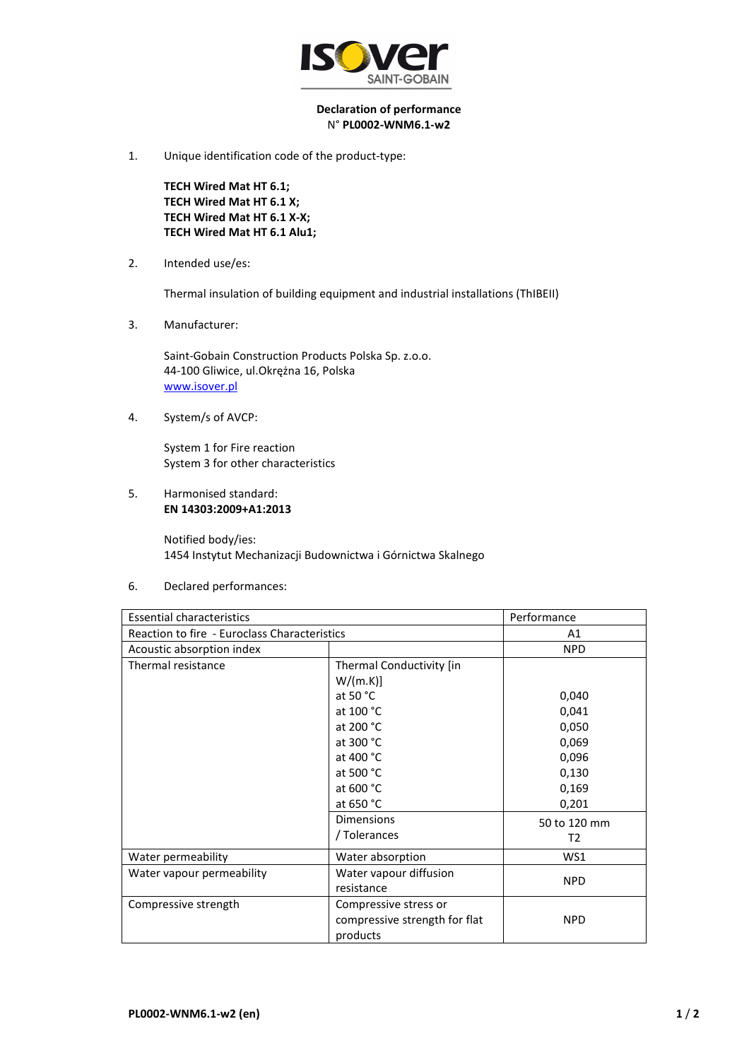ISOVER SAINT-GOBAIN

**Declaration of performance**
N° **PL0002-WNM6.1-w2**

1. Unique identification code of the product-type:

   **TECH Wired Mat HT 6.1;**
   **TECH Wired Mat HT 6.1 X;**
   **TECH Wired Mat HT 6.1 X-X;**
   **TECH Wired Mat HT 6.1 Alu1;**

2. Intended use/es:

   Thermal insulation of building equipment and industrial installations (ThIBEII)

3. Manufacturer:

   Saint-Gobain Construction Products Polska Sp. z.o.o.
   44-100 Gliwice, ul.Okrężna 16, Polska
   www.isover.pl

4. System/s of AVCP:

   System 1 for Fire reaction
   System 3 for other characteristics

5. Harmonised standard:
   **EN 14303:2009+A1:2013**

   Notified body/ies:
   1454 Instytut Mechanizacji Budownictwa i Górnictwa Skalnego

6. Declared performances:

| Essential characteristics | | Performance |
|---|---|---|
| Reaction to fire - Euroclass Characteristics | | A1 |
| Acoustic absorption index | | NPD |
| Thermal resistance | Thermal Conductivity [in W/(m.K)] | |
| | at 50 °C | 0,040 |
| | at 100 °C | 0,041 |
| | at 200 °C | 0,050 |
| | at 300 °C | 0,069 |
| | at 400 °C | 0,096 |
| | at 500 °C | 0,130 |
| | at 600 °C | 0,169 |
| | at 650 °C | 0,201 |
| | Dimensions / Tolerances | 50 to 120 mm T2 |
| Water permeability | Water absorption | WS1 |
| Water vapour permeability | Water vapour diffusion resistance | NPD |
| Compressive strength | Compressive stress or compressive strength for flat products | NPD |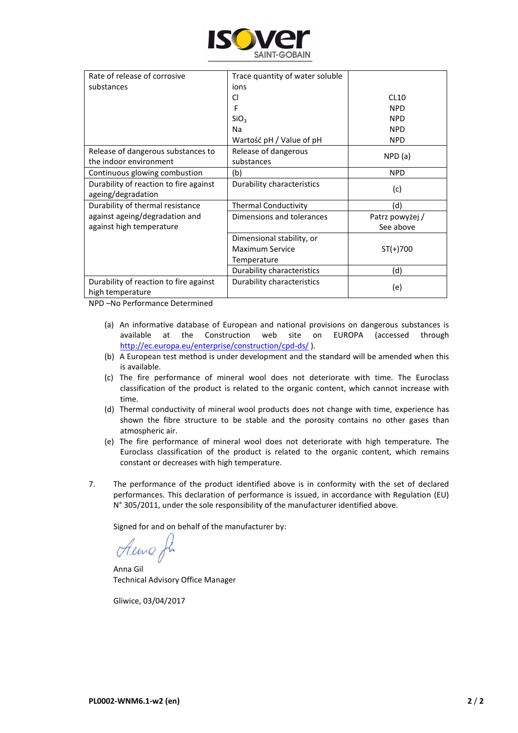| | | |
|---|---|---|
| Rate of release of corrosive substances | Trace quantity of water soluble ions | |
| | Cl | CL10 |
| | F | NPD |
| | $SiO_3$ | NPD |
| | Na | NPD |
| | Wartość pH / Value of pH | NPD |
| Release of dangerous substances to the indoor environment | Release of dangerous substances | NPD (a) |
| Continuous glowing combustion | (b) | NPD |
| Durability of reaction to fire against ageing/degradation | Durability characteristics | (c) |
| Durability of thermal resistance against ageing/degradation and against high temperature | Thermal Conductivity | (d) |
| | Dimensions and tolerances | Patrz powyżej / See above |
| | Dimensional stability, or Maximum Service Temperature | ST(+)700 |
| | Durability characteristics | (d) |
| Durability of reaction to fire against high temperature | Durability characteristics | (e) |

NPD –No Performance Determined

(a) An informative database of European and national provisions on dangerous substances is available at the Construction web site on EUROPA (accessed through http://ec.europa.eu/enterprise/construction/cpd-ds/ ).
(b) A European test method is under development and the standard will be amended when this is available.
(c) The fire performance of mineral wool does not deteriorate with time. The Euroclass classification of the product is related to the organic content, which cannot increase with time.
(d) Thermal conductivity of mineral wool products does not change with time, experience has shown the fibre structure to be stable and the porosity contains no other gases than atmospheric air.
(e) The fire performance of mineral wool does not deteriorate with high temperature. The Euroclass classification of the product is related to the organic content, which remains constant or decreases with high temperature.

7. The performance of the product identified above is in conformity with the set of declared performances. This declaration of performance is issued, in accordance with Regulation (EU) N° 305/2011, under the sole responsibility of the manufacturer identified above.

Signed for and on behalf of the manufacturer by:

Anna Gil
Technical Advisory Office Manager

Gliwice, 03/04/2017

PL0002-WNM6.1-w2 (en)